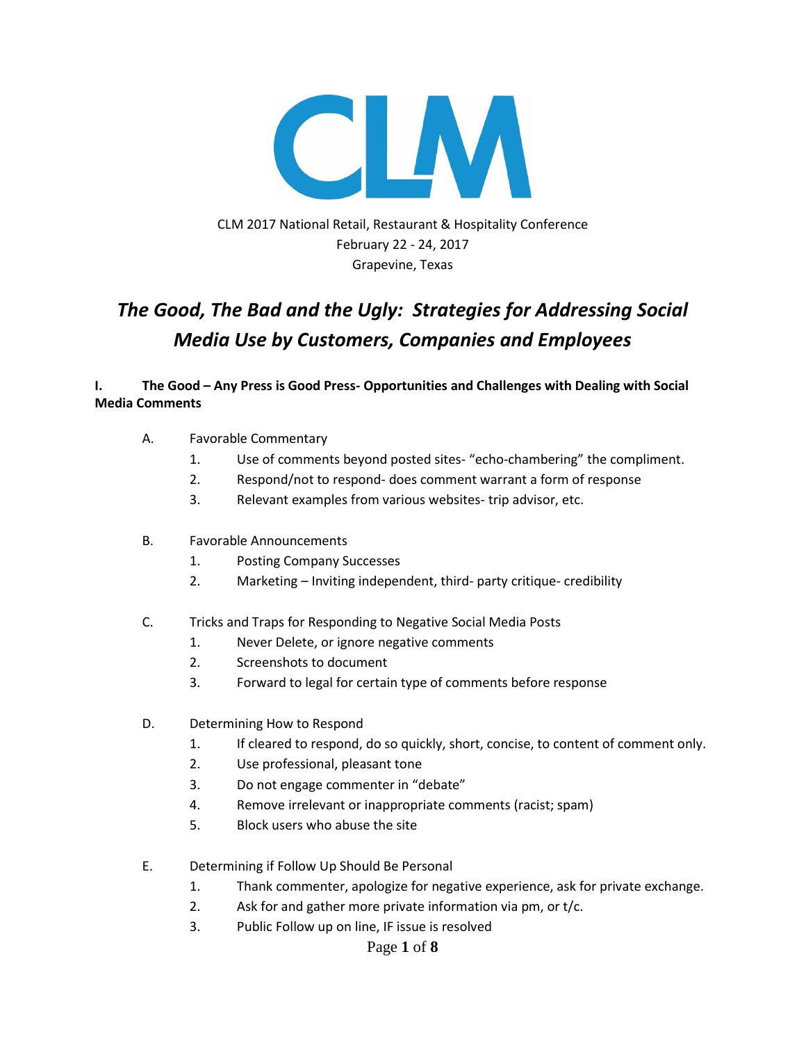CLM 2017 National Retail, Restaurant & Hospitality Conference
February 22 - 24, 2017
Grapevine, Texas

# *The Good, The Bad and the Ugly: Strategies for Addressing Social Media Use by Customers, Companies and Employees*

**I. The Good – Any Press is Good Press- Opportunities and Challenges with Dealing with Social Media Comments**

A. Favorable Commentary
   1. Use of comments beyond posted sites- "echo-chambering" the compliment.
   2. Respond/not to respond- does comment warrant a form of response
   3. Relevant examples from various websites- trip advisor, etc.

B. Favorable Announcements
   1. Posting Company Successes
   2. Marketing – Inviting independent, third- party critique- credibility

C. Tricks and Traps for Responding to Negative Social Media Posts
   1. Never Delete, or ignore negative comments
   2. Screenshots to document
   3. Forward to legal for certain type of comments before response

D. Determining How to Respond
   1. If cleared to respond, do so quickly, short, concise, to content of comment only.
   2. Use professional, pleasant tone
   3. Do not engage commenter in "debate"
   4. Remove irrelevant or inappropriate comments (racist; spam)
   5. Block users who abuse the site

E. Determining if Follow Up Should Be Personal
   1. Thank commenter, apologize for negative experience, ask for private exchange.
   2. Ask for and gather more private information via pm, or t/c.
   3. Public Follow up on line, IF issue is resolved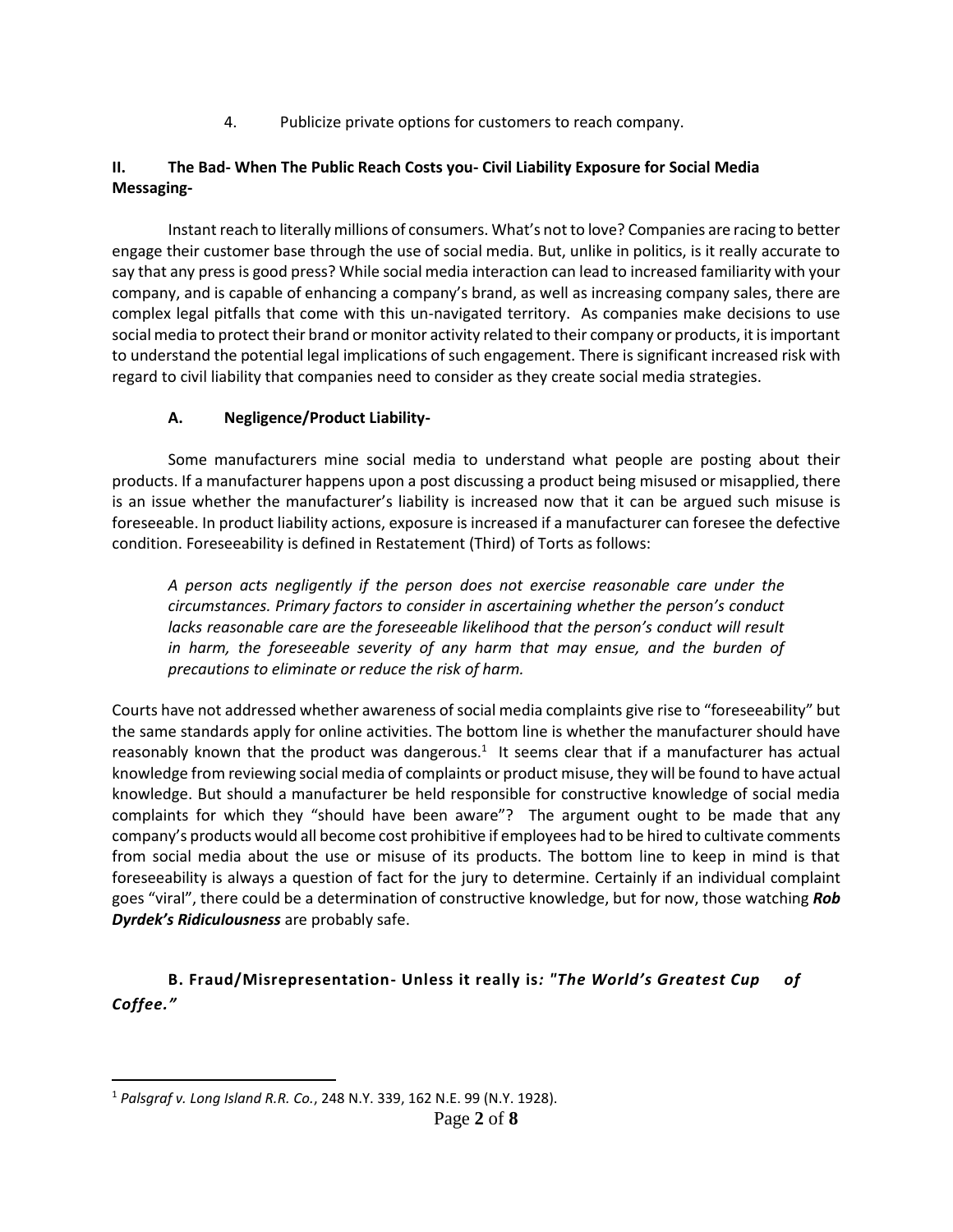4. Publicize private options for customers to reach company.

## II. The Bad- When The Public Reach Costs you- Civil Liability Exposure for Social Media Messaging-

Instant reach to literally millions of consumers. What's not to love? Companies are racing to better engage their customer base through the use of social media. But, unlike in politics, is it really accurate to say that any press is good press? While social media interaction can lead to increased familiarity with your company, and is capable of enhancing a company's brand, as well as increasing company sales, there are complex legal pitfalls that come with this un-navigated territory. As companies make decisions to use social media to protect their brand or monitor activity related to their company or products, it is important to understand the potential legal implications of such engagement. There is significant increased risk with regard to civil liability that companies need to consider as they create social media strategies.

### A. Negligence/Product Liability-

Some manufacturers mine social media to understand what people are posting about their products. If a manufacturer happens upon a post discussing a product being misused or misapplied, there is an issue whether the manufacturer's liability is increased now that it can be argued such misuse is foreseeable. In product liability actions, exposure is increased if a manufacturer can foresee the defective condition. Foreseeability is defined in Restatement (Third) of Torts as follows:

> *A person acts negligently if the person does not exercise reasonable care under the circumstances. Primary factors to consider in ascertaining whether the person's conduct lacks reasonable care are the foreseeable likelihood that the person's conduct will result in harm, the foreseeable severity of any harm that may ensue, and the burden of precautions to eliminate or reduce the risk of harm.*

Courts have not addressed whether awareness of social media complaints give rise to "foreseeability" but the same standards apply for online activities. The bottom line is whether the manufacturer should have reasonably known that the product was dangerous.[1] It seems clear that if a manufacturer has actual knowledge from reviewing social media of complaints or product misuse, they will be found to have actual knowledge. But should a manufacturer be held responsible for constructive knowledge of social media complaints for which they "should have been aware"? The argument ought to be made that any company's products would all become cost prohibitive if employees had to be hired to cultivate comments from social media about the use or misuse of its products. The bottom line to keep in mind is that foreseeability is always a question of fact for the jury to determine. Certainly if an individual complaint goes "viral", there could be a determination of constructive knowledge, but for now, those watching ***Rob Dyrdek's Ridiculousness*** are probably safe.

### B. Fraud/Misrepresentation- Unless it really is*: "The World's Greatest Cup of Coffee."*

[1] *Palsgraf v. Long Island R.R. Co.*, 248 N.Y. 339, 162 N.E. 99 (N.Y. 1928).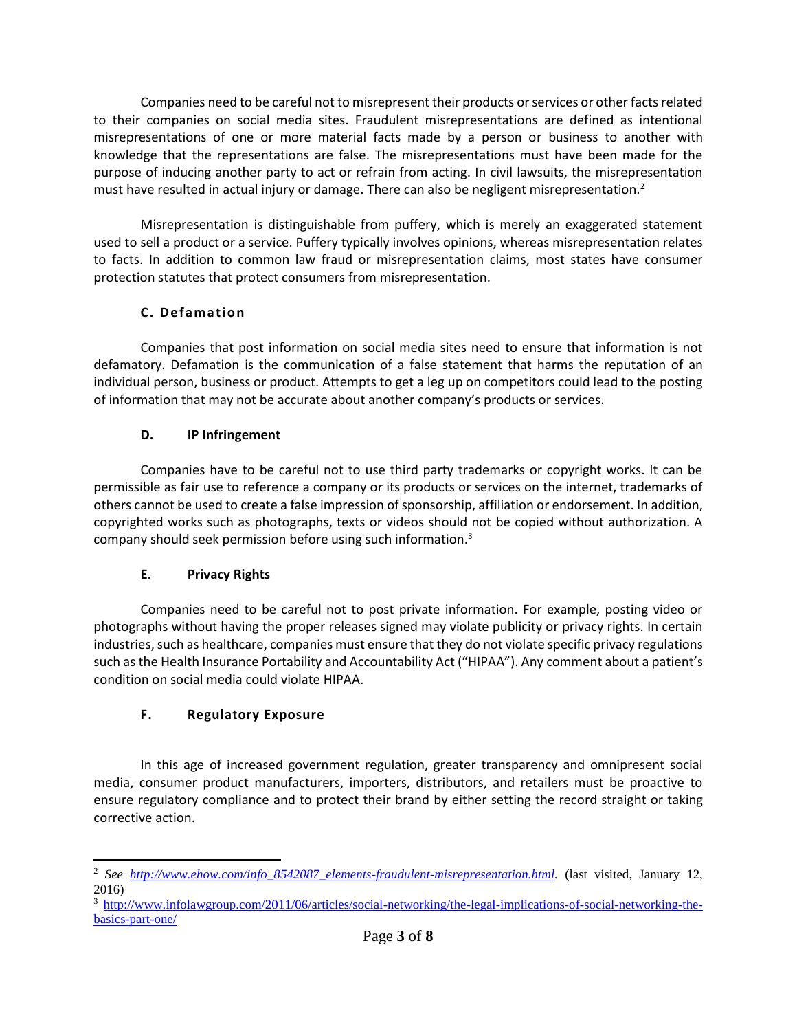Companies need to be careful not to misrepresent their products or services or other facts related to their companies on social media sites. Fraudulent misrepresentations are defined as intentional misrepresentations of one or more material facts made by a person or business to another with knowledge that the representations are false. The misrepresentations must have been made for the purpose of inducing another party to act or refrain from acting. In civil lawsuits, the misrepresentation must have resulted in actual injury or damage. There can also be negligent misrepresentation.[2]

Misrepresentation is distinguishable from puffery, which is merely an exaggerated statement used to sell a product or a service. Puffery typically involves opinions, whereas misrepresentation relates to facts. In addition to common law fraud or misrepresentation claims, most states have consumer protection statutes that protect consumers from misrepresentation.

### C. Defamation

Companies that post information on social media sites need to ensure that information is not defamatory. Defamation is the communication of a false statement that harms the reputation of an individual person, business or product. Attempts to get a leg up on competitors could lead to the posting of information that may not be accurate about another company's products or services.

### D. IP Infringement

Companies have to be careful not to use third party trademarks or copyright works. It can be permissible as fair use to reference a company or its products or services on the internet, trademarks of others cannot be used to create a false impression of sponsorship, affiliation or endorsement. In addition, copyrighted works such as photographs, texts or videos should not be copied without authorization. A company should seek permission before using such information.[3]

### E. Privacy Rights

Companies need to be careful not to post private information. For example, posting video or photographs without having the proper releases signed may violate publicity or privacy rights. In certain industries, such as healthcare, companies must ensure that they do not violate specific privacy regulations such as the Health Insurance Portability and Accountability Act ("HIPAA"). Any comment about a patient's condition on social media could violate HIPAA.

### F. Regulatory Exposure

In this age of increased government regulation, greater transparency and omnipresent social media, consumer product manufacturers, importers, distributors, and retailers must be proactive to ensure regulatory compliance and to protect their brand by either setting the record straight or taking corrective action.

---

[2] *See* *http://www.ehow.com/info_8542087_elements-fraudulent-misrepresentation.html*. (last visited, January 12, 2016)

[3] http://www.infolawgroup.com/2011/06/articles/social-networking/the-legal-implications-of-social-networking-the-basics-part-one/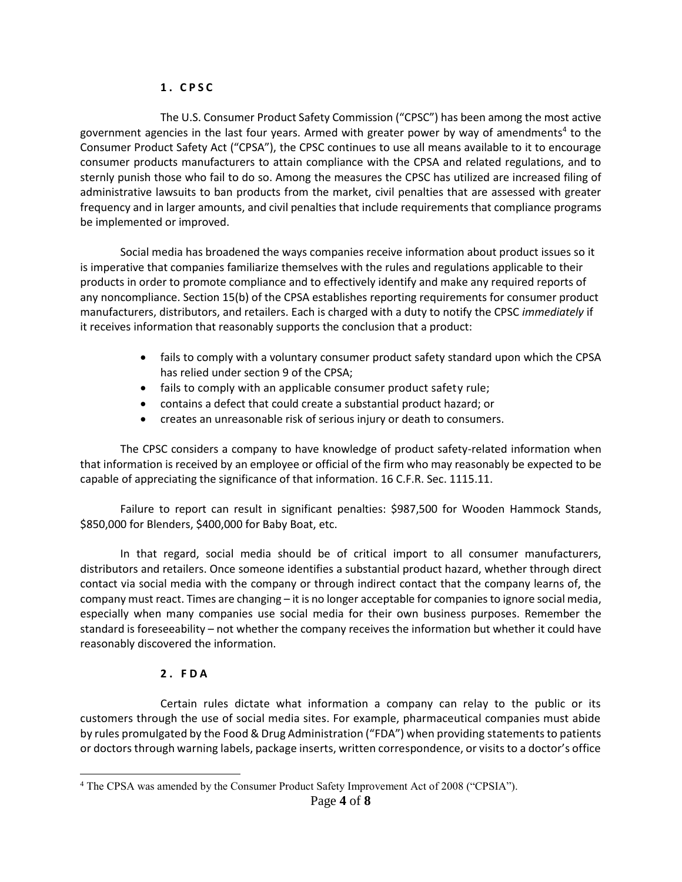### 1. CPSC

The U.S. Consumer Product Safety Commission ("CPSC") has been among the most active government agencies in the last four years. Armed with greater power by way of amendments[4] to the Consumer Product Safety Act ("CPSA"), the CPSC continues to use all means available to it to encourage consumer products manufacturers to attain compliance with the CPSA and related regulations, and to sternly punish those who fail to do so. Among the measures the CPSC has utilized are increased filing of administrative lawsuits to ban products from the market, civil penalties that are assessed with greater frequency and in larger amounts, and civil penalties that include requirements that compliance programs be implemented or improved.

Social media has broadened the ways companies receive information about product issues so it is imperative that companies familiarize themselves with the rules and regulations applicable to their products in order to promote compliance and to effectively identify and make any required reports of any noncompliance. Section 15(b) of the CPSA establishes reporting requirements for consumer product manufacturers, distributors, and retailers. Each is charged with a duty to notify the CPSC *immediately* if it receives information that reasonably supports the conclusion that a product:

- fails to comply with a voluntary consumer product safety standard upon which the CPSA has relied under section 9 of the CPSA;
- fails to comply with an applicable consumer product safety rule;
- contains a defect that could create a substantial product hazard; or
- creates an unreasonable risk of serious injury or death to consumers.

The CPSC considers a company to have knowledge of product safety-related information when that information is received by an employee or official of the firm who may reasonably be expected to be capable of appreciating the significance of that information. 16 C.F.R. Sec. 1115.11.

Failure to report can result in significant penalties: $987,500 for Wooden Hammock Stands, $850,000 for Blenders, $400,000 for Baby Boat, etc.

In that regard, social media should be of critical import to all consumer manufacturers, distributors and retailers. Once someone identifies a substantial product hazard, whether through direct contact via social media with the company or through indirect contact that the company learns of, the company must react. Times are changing – it is no longer acceptable for companies to ignore social media, especially when many companies use social media for their own business purposes. Remember the standard is foreseeability – not whether the company receives the information but whether it could have reasonably discovered the information.

### 2. FDA

Certain rules dictate what information a company can relay to the public or its customers through the use of social media sites. For example, pharmaceutical companies must abide by rules promulgated by the Food & Drug Administration ("FDA") when providing statements to patients or doctors through warning labels, package inserts, written correspondence, or visits to a doctor's office

---

[4] The CPSA was amended by the Consumer Product Safety Improvement Act of 2008 ("CPSIA").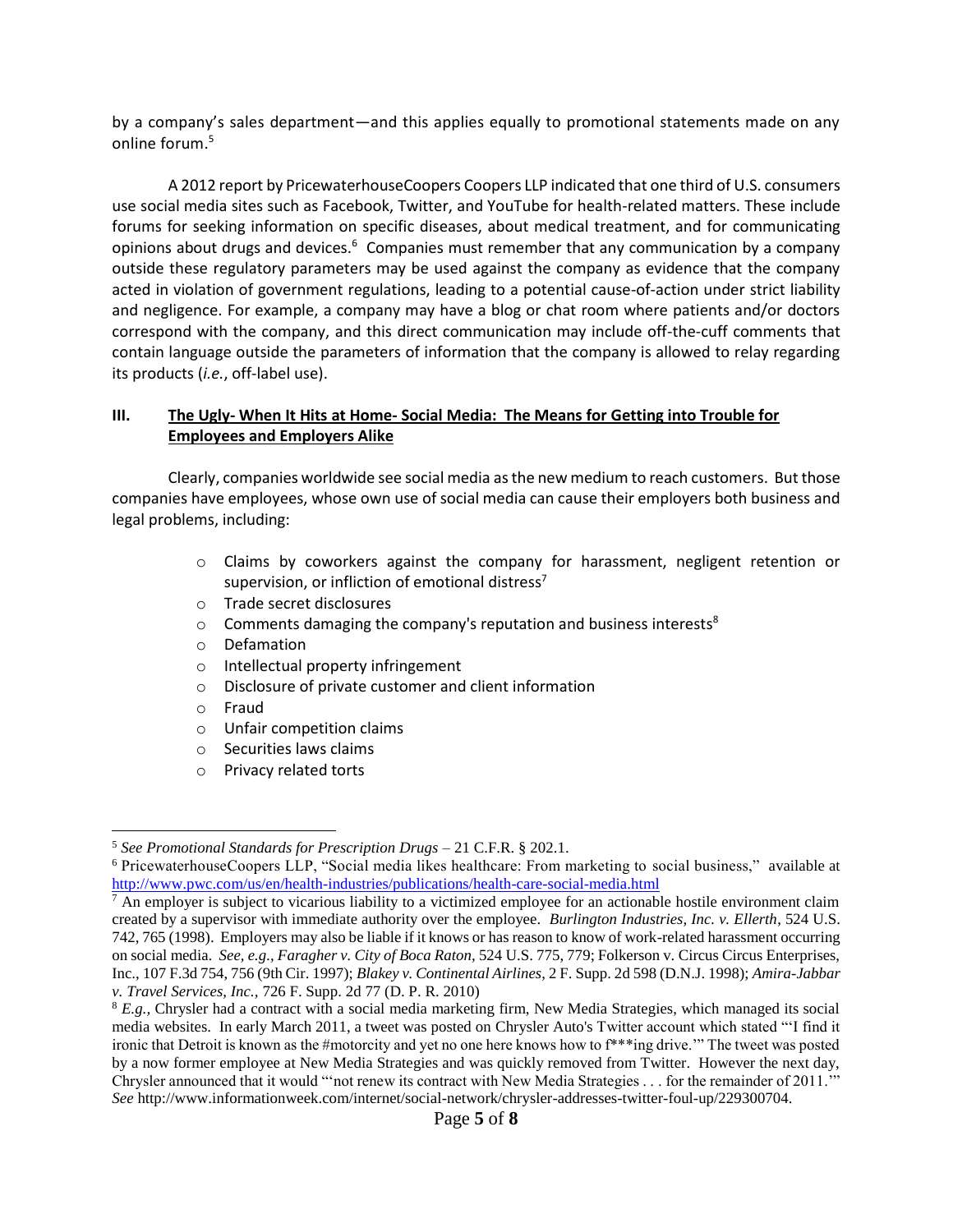by a company's sales department—and this applies equally to promotional statements made on any online forum.[5]

A 2012 report by PricewaterhouseCoopers Coopers LLP indicated that one third of U.S. consumers use social media sites such as Facebook, Twitter, and YouTube for health-related matters. These include forums for seeking information on specific diseases, about medical treatment, and for communicating opinions about drugs and devices.[6] Companies must remember that any communication by a company outside these regulatory parameters may be used against the company as evidence that the company acted in violation of government regulations, leading to a potential cause-of-action under strict liability and negligence. For example, a company may have a blog or chat room where patients and/or doctors correspond with the company, and this direct communication may include off-the-cuff comments that contain language outside the parameters of information that the company is allowed to relay regarding its products (*i.e.*, off-label use).

## III. <u>The Ugly- When It Hits at Home- Social Media: The Means for Getting into Trouble for Employees and Employers Alike</u>

Clearly, companies worldwide see social media as the new medium to reach customers. But those companies have employees, whose own use of social media can cause their employers both business and legal problems, including:

- Claims by coworkers against the company for harassment, negligent retention or supervision, or infliction of emotional distress[7]
- Trade secret disclosures
- Comments damaging the company's reputation and business interests[8]
- Defamation
- Intellectual property infringement
- Disclosure of private customer and client information
- Fraud
- Unfair competition claims
- Securities laws claims
- Privacy related torts

---

[5] *See Promotional Standards for Prescription Drugs* – 21 C.F.R. § 202.1.

[6] PricewaterhouseCoopers LLP, "Social media likes healthcare: From marketing to social business," available at http://www.pwc.com/us/en/health-industries/publications/health-care-social-media.html

[7] An employer is subject to vicarious liability to a victimized employee for an actionable hostile environment claim created by a supervisor with immediate authority over the employee. *Burlington Industries, Inc. v. Ellerth*, 524 U.S. 742, 765 (1998). Employers may also be liable if it knows or has reason to know of work-related harassment occurring on social media. *See, e.g., Faragher v. City of Boca Raton*, 524 U.S. 775, 779; Folkerson v. Circus Circus Enterprises, Inc., 107 F.3d 754, 756 (9th Cir. 1997); *Blakey v. Continental Airlines*, 2 F. Supp. 2d 598 (D.N.J. 1998); *Amira-Jabbar v. Travel Services, Inc.*, 726 F. Supp. 2d 77 (D. P. R. 2010)

[8] *E.g.*, Chrysler had a contract with a social media marketing firm, New Media Strategies, which managed its social media websites. In early March 2011, a tweet was posted on Chrysler Auto's Twitter account which stated "'I find it ironic that Detroit is known as the #motorcity and yet no one here knows how to f***ing drive.'" The tweet was posted by a now former employee at New Media Strategies and was quickly removed from Twitter. However the next day, Chrysler announced that it would "'not renew its contract with New Media Strategies . . . for the remainder of 2011.'" *See* http://www.informationweek.com/internet/social-network/chrysler-addresses-twitter-foul-up/229300704.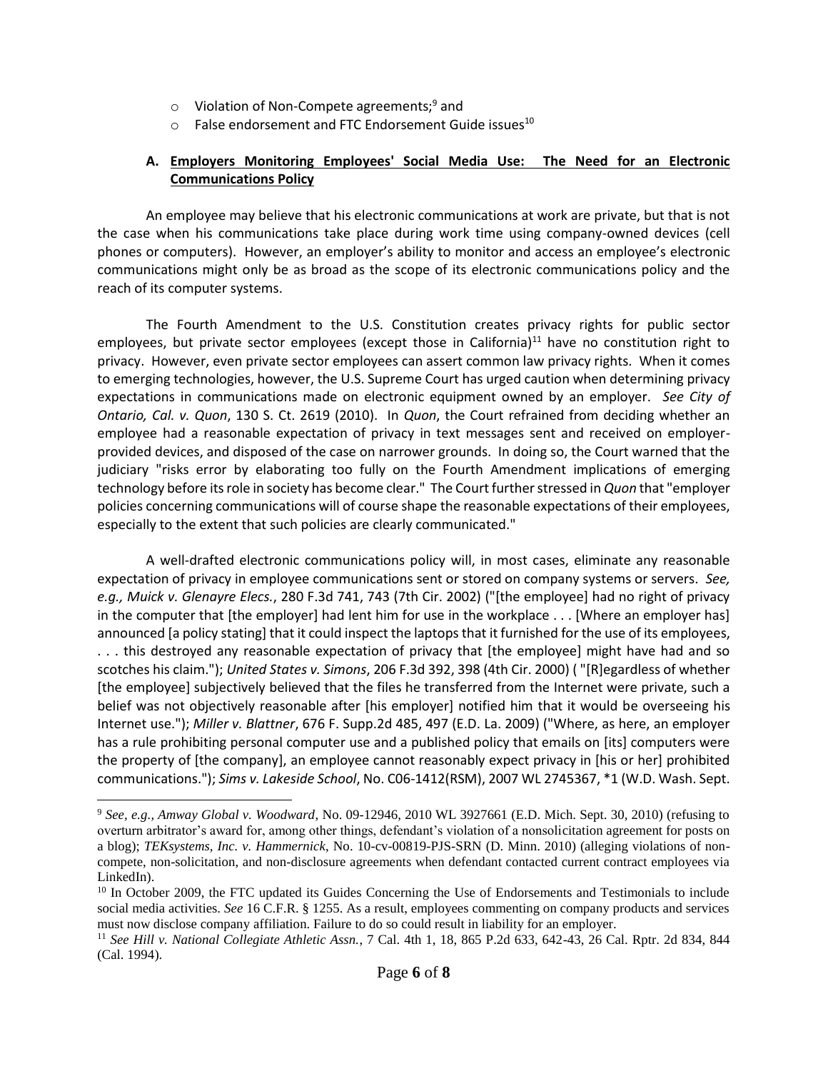- Violation of Non-Compete agreements;[9] and
- False endorsement and FTC Endorsement Guide issues[10]

### A. **Employers Monitoring Employees' Social Media Use: The Need for an Electronic Communications Policy**

An employee may believe that his electronic communications at work are private, but that is not the case when his communications take place during work time using company-owned devices (cell phones or computers). However, an employer's ability to monitor and access an employee's electronic communications might only be as broad as the scope of its electronic communications policy and the reach of its computer systems.

The Fourth Amendment to the U.S. Constitution creates privacy rights for public sector employees, but private sector employees (except those in California)[11] have no constitution right to privacy. However, even private sector employees can assert common law privacy rights. When it comes to emerging technologies, however, the U.S. Supreme Court has urged caution when determining privacy expectations in communications made on electronic equipment owned by an employer. *See City of Ontario, Cal. v. Quon*, 130 S. Ct. 2619 (2010). In *Quon*, the Court refrained from deciding whether an employee had a reasonable expectation of privacy in text messages sent and received on employer-provided devices, and disposed of the case on narrower grounds. In doing so, the Court warned that the judiciary "risks error by elaborating too fully on the Fourth Amendment implications of emerging technology before its role in society has become clear." The Court further stressed in *Quon* that "employer policies concerning communications will of course shape the reasonable expectations of their employees, especially to the extent that such policies are clearly communicated."

A well-drafted electronic communications policy will, in most cases, eliminate any reasonable expectation of privacy in employee communications sent or stored on company systems or servers. *See, e.g., Muick v. Glenayre Elecs.*, 280 F.3d 741, 743 (7th Cir. 2002) ("[the employee] had no right of privacy in the computer that [the employer] had lent him for use in the workplace . . . [Where an employer has] announced [a policy stating] that it could inspect the laptops that it furnished for the use of its employees, . . . this destroyed any reasonable expectation of privacy that [the employee] might have had and so scotches his claim."); *United States v. Simons*, 206 F.3d 392, 398 (4th Cir. 2000) ( "[R]egardless of whether [the employee] subjectively believed that the files he transferred from the Internet were private, such a belief was not objectively reasonable after [his employer] notified him that it would be overseeing his Internet use."); *Miller v. Blattner*, 676 F. Supp.2d 485, 497 (E.D. La. 2009) ("Where, as here, an employer has a rule prohibiting personal computer use and a published policy that emails on [its] computers were the property of [the company], an employee cannot reasonably expect privacy in [his or her] prohibited communications."); *Sims v. Lakeside School*, No. C06-1412(RSM), 2007 WL 2745367, *1 (W.D. Wash. Sept.

---

[9] *See, e.g., Amway Global v. Woodward*, No. 09-12946, 2010 WL 3927661 (E.D. Mich. Sept. 30, 2010) (refusing to overturn arbitrator's award for, among other things, defendant's violation of a nonsolicitation agreement for posts on a blog); *TEKsystems, Inc. v. Hammerrick*, No. 10-cv-00819-PJS-SRN (D. Minn. 2010) (alleging violations of non-compete, non-solicitation, and non-disclosure agreements when defendant contacted current contract employees via LinkedIn).

[10] In October 2009, the FTC updated its Guides Concerning the Use of Endorsements and Testimonials to include social media activities. *See* 16 C.F.R. § 1255. As a result, employees commenting on company products and services must now disclose company affiliation. Failure to do so could result in liability for an employer.

[11] *See Hill v. National Collegiate Athletic Assn.*, 7 Cal. 4th 1, 18, 865 P.2d 633, 642-43, 26 Cal. Rptr. 2d 834, 844 (Cal. 1994).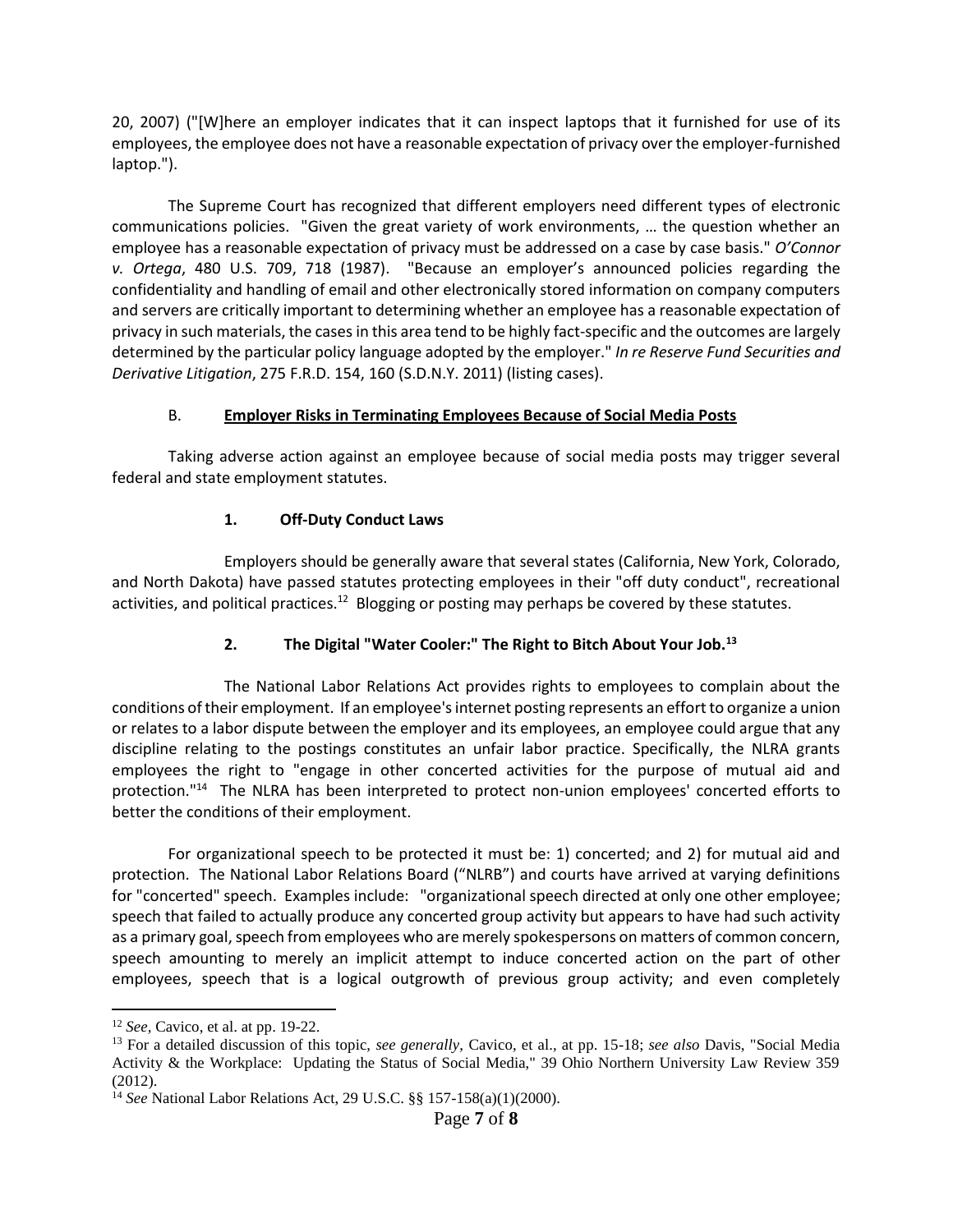20, 2007) ("[W]here an employer indicates that it can inspect laptops that it furnished for use of its employees, the employee does not have a reasonable expectation of privacy over the employer-furnished laptop.").

The Supreme Court has recognized that different employers need different types of electronic communications policies. "Given the great variety of work environments, … the question whether an employee has a reasonable expectation of privacy must be addressed on a case by case basis." *O'Connor v. Ortega*, 480 U.S. 709, 718 (1987). "Because an employer's announced policies regarding the confidentiality and handling of email and other electronically stored information on company computers and servers are critically important to determining whether an employee has a reasonable expectation of privacy in such materials, the cases in this area tend to be highly fact-specific and the outcomes are largely determined by the particular policy language adopted by the employer." *In re Reserve Fund Securities and Derivative Litigation*, 275 F.R.D. 154, 160 (S.D.N.Y. 2011) (listing cases).

### B. **Employer Risks in Terminating Employees Because of Social Media Posts**

Taking adverse action against an employee because of social media posts may trigger several federal and state employment statutes.

#### **1. Off-Duty Conduct Laws**

Employers should be generally aware that several states (California, New York, Colorado, and North Dakota) have passed statutes protecting employees in their "off duty conduct", recreational activities, and political practices.[12] Blogging or posting may perhaps be covered by these statutes.

#### **2. The Digital "Water Cooler:" The Right to Bitch About Your Job.[13]**

The National Labor Relations Act provides rights to employees to complain about the conditions of their employment. If an employee's internet posting represents an effort to organize a union or relates to a labor dispute between the employer and its employees, an employee could argue that any discipline relating to the postings constitutes an unfair labor practice. Specifically, the NLRA grants employees the right to "engage in other concerted activities for the purpose of mutual aid and protection."[14] The NLRA has been interpreted to protect non-union employees' concerted efforts to better the conditions of their employment.

For organizational speech to be protected it must be: 1) concerted; and 2) for mutual aid and protection. The National Labor Relations Board ("NLRB") and courts have arrived at varying definitions for "concerted" speech. Examples include: "organizational speech directed at only one other employee; speech that failed to actually produce any concerted group activity but appears to have had such activity as a primary goal, speech from employees who are merely spokespersons on matters of common concern, speech amounting to merely an implicit attempt to induce concerted action on the part of other employees, speech that is a logical outgrowth of previous group activity; and even completely

---

[12] *See*, Cavico, et al. at pp. 19-22.

[13] For a detailed discussion of this topic, *see generally*, Cavico, et al., at pp. 15-18; *see also* Davis, "Social Media Activity & the Workplace: Updating the Status of Social Media," 39 Ohio Northern University Law Review 359 (2012).

[14] *See* National Labor Relations Act, 29 U.S.C. §§ 157-158(a)(1)(2000).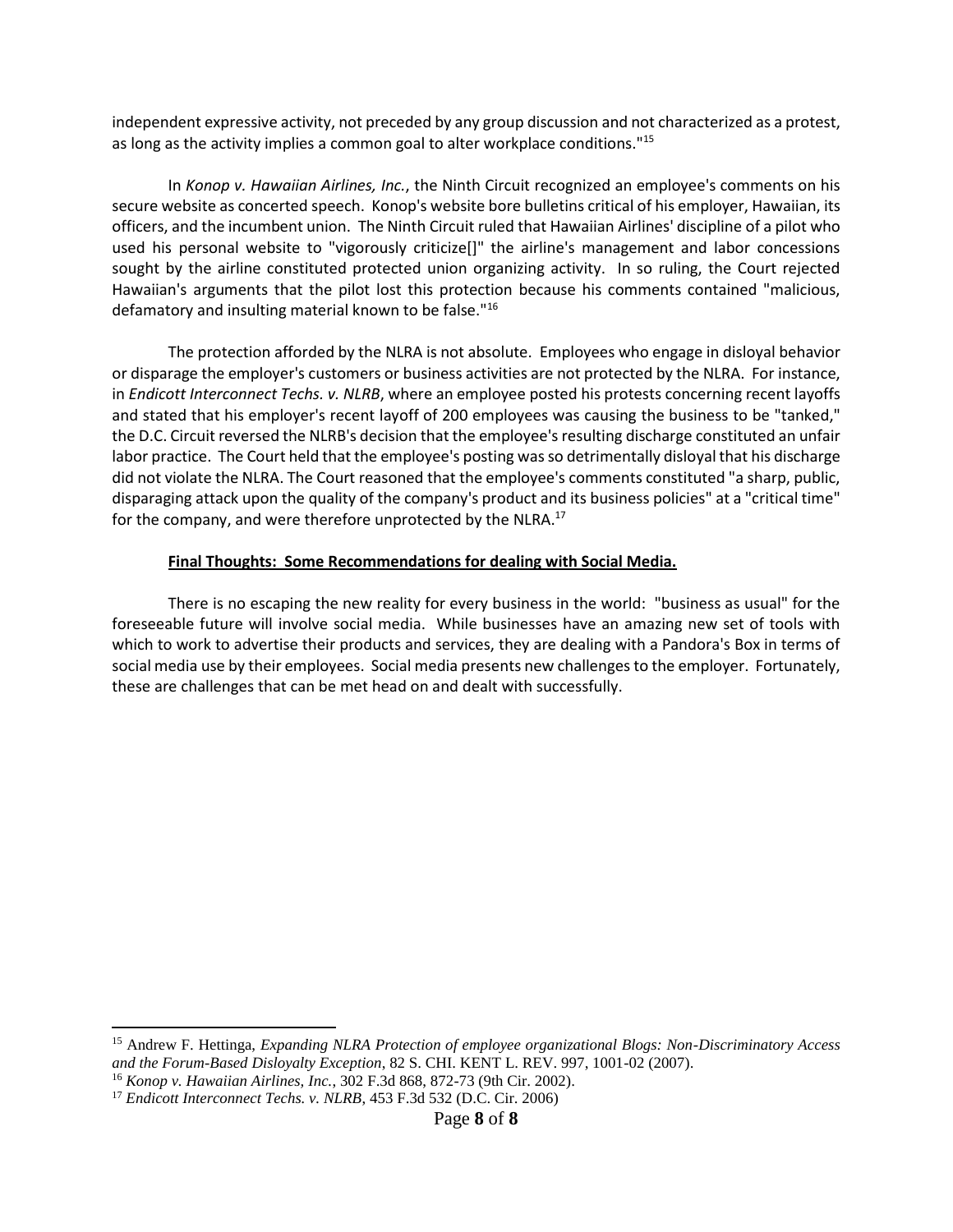independent expressive activity, not preceded by any group discussion and not characterized as a protest, as long as the activity implies a common goal to alter workplace conditions."[15]

In *Konop v. Hawaiian Airlines, Inc.*, the Ninth Circuit recognized an employee's comments on his secure website as concerted speech. Konop's website bore bulletins critical of his employer, Hawaiian, its officers, and the incumbent union. The Ninth Circuit ruled that Hawaiian Airlines' discipline of a pilot who used his personal website to "vigorously criticize[]" the airline's management and labor concessions sought by the airline constituted protected union organizing activity. In so ruling, the Court rejected Hawaiian's arguments that the pilot lost this protection because his comments contained "malicious, defamatory and insulting material known to be false."[16]

The protection afforded by the NLRA is not absolute. Employees who engage in disloyal behavior or disparage the employer's customers or business activities are not protected by the NLRA. For instance, in *Endicott Interconnect Techs. v. NLRB*, where an employee posted his protests concerning recent layoffs and stated that his employer's recent layoff of 200 employees was causing the business to be "tanked," the D.C. Circuit reversed the NLRB's decision that the employee's resulting discharge constituted an unfair labor practice. The Court held that the employee's posting was so detrimentally disloyal that his discharge did not violate the NLRA. The Court reasoned that the employee's comments constituted "a sharp, public, disparaging attack upon the quality of the company's product and its business policies" at a "critical time" for the company, and were therefore unprotected by the NLRA.[17]

**Final Thoughts: Some Recommendations for dealing with Social Media.**

There is no escaping the new reality for every business in the world: "business as usual" for the foreseeable future will involve social media. While businesses have an amazing new set of tools with which to work to advertise their products and services, they are dealing with a Pandora's Box in terms of social media use by their employees. Social media presents new challenges to the employer. Fortunately, these are challenges that can be met head on and dealt with successfully.

---

[15] Andrew F. Hettinga, *Expanding NLRA Protection of employee organizational Blogs: Non-Discriminatory Access and the Forum-Based Disloyalty Exception*, 82 S. CHI. KENT L. REV. 997, 1001-02 (2007).

[16] *Konop v. Hawaiian Airlines, Inc.*, 302 F.3d 868, 872-73 (9th Cir. 2002).

[17] *Endicott Interconnect Techs. v. NLRB*, 453 F.3d 532 (D.C. Cir. 2006)